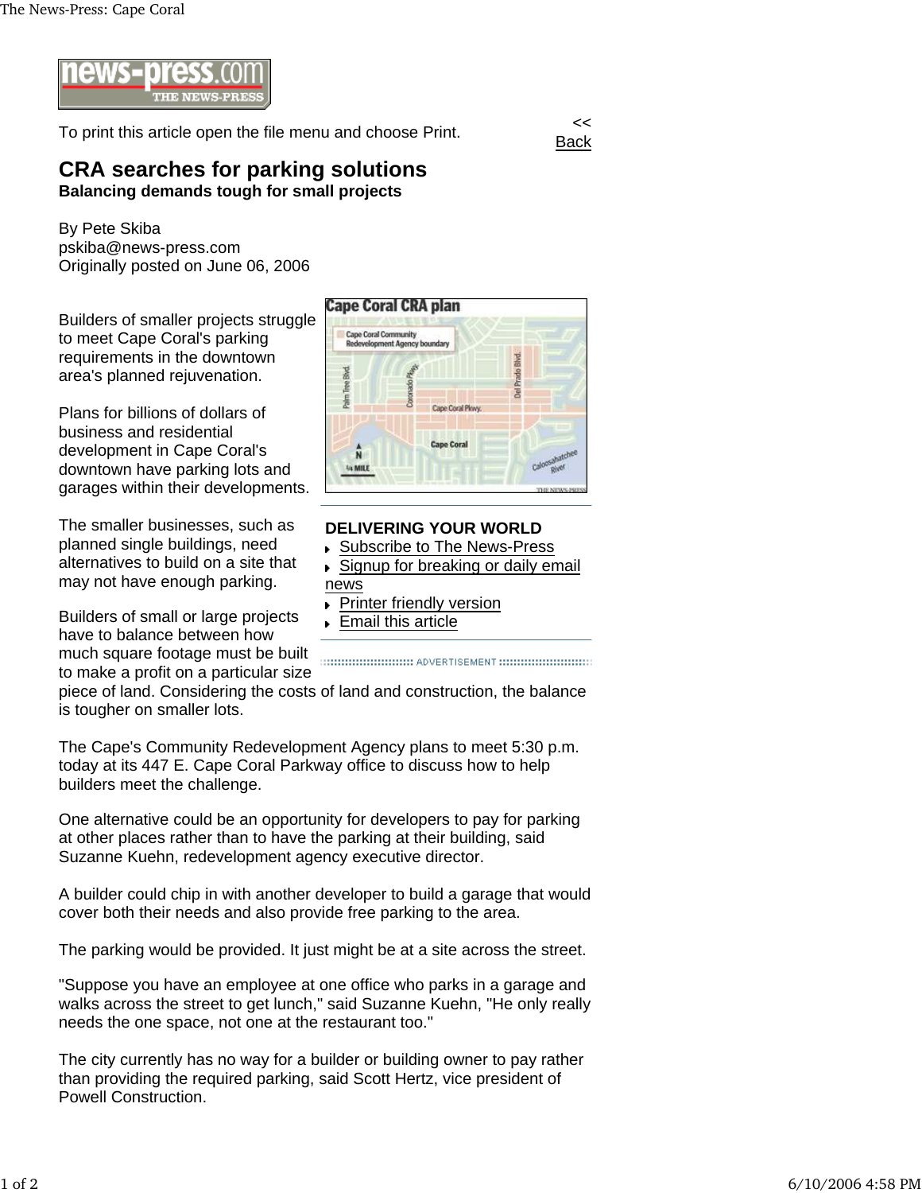To print this article open the file menu and choose Print.

<< Back

# CRA searches for parking solutions

**Balancing demands tough for small projects**

By Pete Skiba
pskiba@news-press.com
Originally posted on June 06, 2006

Builders of smaller projects struggle to meet Cape Coral's parking requirements in the downtown area's planned rejuvenation.

Plans for billions of dollars of business and residential development in Cape Coral's downtown have parking lots and garages within their developments.

The smaller businesses, such as planned single buildings, need alternatives to build on a site that may not have enough parking.

Builders of small or large projects have to balance between how much square footage must be built to make a profit on a particular size piece of land. Considering the costs of land and construction, the balance is tougher on smaller lots.

The Cape's Community Redevelopment Agency plans to meet 5:30 p.m. today at its 447 E. Cape Coral Parkway office to discuss how to help builders meet the challenge.

One alternative could be an opportunity for developers to pay for parking at other places rather than to have the parking at their building, said Suzanne Kuehn, redevelopment agency executive director.

A builder could chip in with another developer to build a garage that would cover both their needs and also provide free parking to the area.

The parking would be provided. It just might be at a site across the street.

"Suppose you have an employee at one office who parks in a garage and walks across the street to get lunch," said Suzanne Kuehn, "He only really needs the one space, not one at the restaurant too."

The city currently has no way for a builder or building owner to pay rather than providing the required parking, said Scott Hertz, vice president of Powell Construction.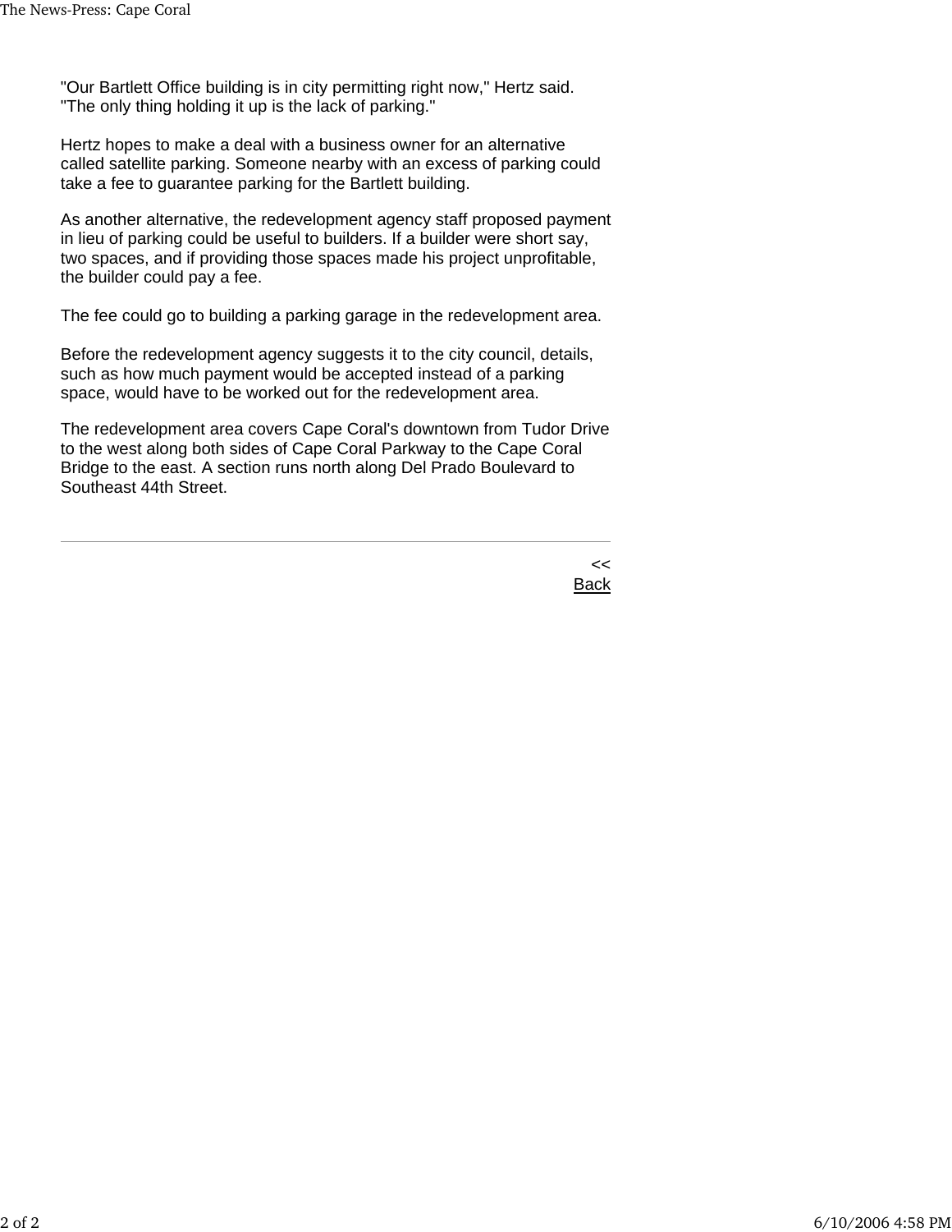"Our Bartlett Office building is in city permitting right now," Hertz said. "The only thing holding it up is the lack of parking."

Hertz hopes to make a deal with a business owner for an alternative called satellite parking. Someone nearby with an excess of parking could take a fee to guarantee parking for the Bartlett building.

As another alternative, the redevelopment agency staff proposed payment in lieu of parking could be useful to builders. If a builder were short say, two spaces, and if providing those spaces made his project unprofitable, the builder could pay a fee.

The fee could go to building a parking garage in the redevelopment area.

Before the redevelopment agency suggests it to the city council, details, such as how much payment would be accepted instead of a parking space, would have to be worked out for the redevelopment area.

The redevelopment area covers Cape Coral's downtown from Tudor Drive to the west along both sides of Cape Coral Parkway to the Cape Coral Bridge to the east. A section runs north along Del Prado Boulevard to Southeast 44th Street.

---

<< Back